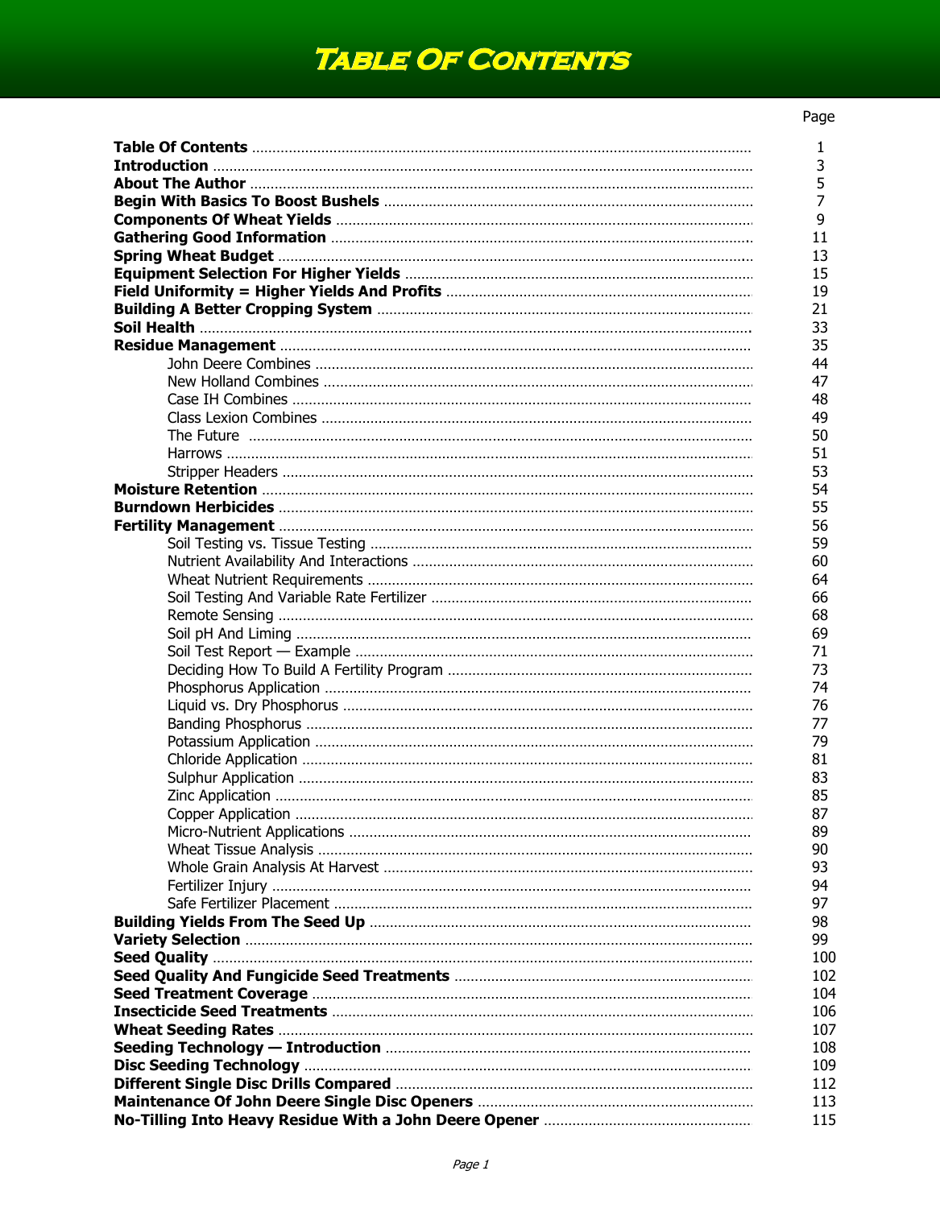# Table Of Contents

| | Page |
|---|---|
| **Table Of Contents** | 1 |
| **Introduction** | 3 |
| **About The Author** | 5 |
| **Begin With Basics To Boost Bushels** | 7 |
| **Components Of Wheat Yields** | 9 |
| **Gathering Good Information** | 11 |
| **Spring Wheat Budget** | 13 |
| **Equipment Selection For Higher Yields** | 15 |
| **Field Uniformity = Higher Yields And Profits** | 19 |
| **Building A Better Cropping System** | 21 |
| **Soil Health** | 33 |
| **Residue Management** | 35 |
| John Deere Combines | 44 |
| New Holland Combines | 47 |
| Case IH Combines | 48 |
| Class Lexion Combines | 49 |
| The Future | 50 |
| Harrows | 51 |
| Stripper Headers | 53 |
| **Moisture Retention** | 54 |
| **Burndown Herbicides** | 55 |
| **Fertility Management** | 56 |
| Soil Testing vs. Tissue Testing | 59 |
| Nutrient Availability And Interactions | 60 |
| Wheat Nutrient Requirements | 64 |
| Soil Testing And Variable Rate Fertilizer | 66 |
| Remote Sensing | 68 |
| Soil pH And Liming | 69 |
| Soil Test Report — Example | 71 |
| Deciding How To Build A Fertility Program | 73 |
| Phosphorus Application | 74 |
| Liquid vs. Dry Phosphorus | 76 |
| Banding Phosphorus | 77 |
| Potassium Application | 79 |
| Chloride Application | 81 |
| Sulphur Application | 83 |
| Zinc Application | 85 |
| Copper Application | 87 |
| Micro-Nutrient Applications | 89 |
| Wheat Tissue Analysis | 90 |
| Whole Grain Analysis At Harvest | 93 |
| Fertilizer Injury | 94 |
| Safe Fertilizer Placement | 97 |
| **Building Yields From The Seed Up** | 98 |
| **Variety Selection** | 99 |
| **Seed Quality** | 100 |
| **Seed Quality And Fungicide Seed Treatments** | 102 |
| **Seed Treatment Coverage** | 104 |
| **Insecticide Seed Treatments** | 106 |
| **Wheat Seeding Rates** | 107 |
| **Seeding Technology — Introduction** | 108 |
| **Disc Seeding Technology** | 109 |
| **Different Single Disc Drills Compared** | 112 |
| **Maintenance Of John Deere Single Disc Openers** | 113 |
| **No-Tilling Into Heavy Residue With a John Deere Opener** | 115 |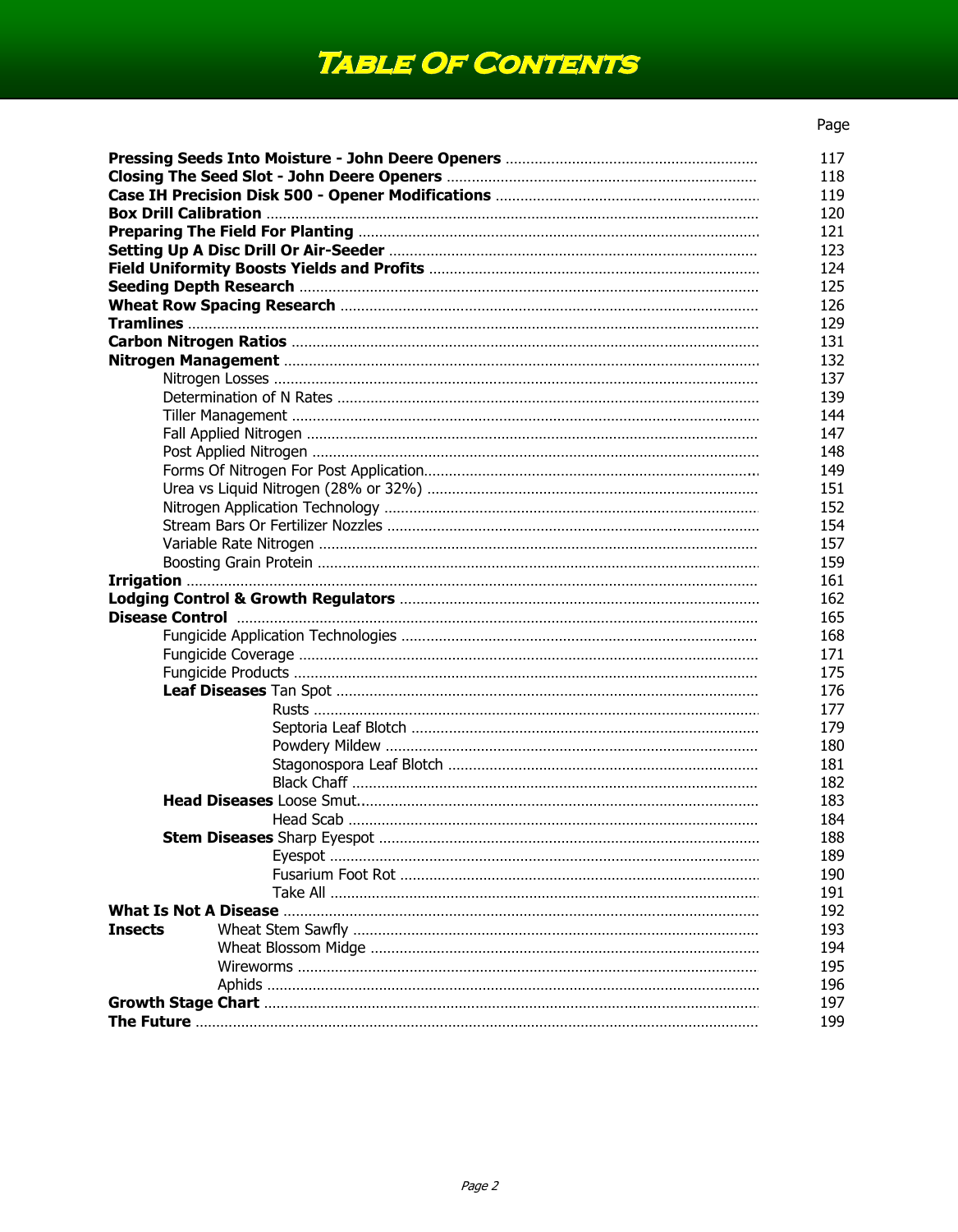# Table Of Contents

| | Page |
|---|---|
| **Pressing Seeds Into Moisture - John Deere Openers** | 117 |
| **Closing The Seed Slot - John Deere Openers** | 118 |
| **Case IH Precision Disk 500 - Opener Modifications** | 119 |
| **Box Drill Calibration** | 120 |
| **Preparing The Field For Planting** | 121 |
| **Setting Up A Disc Drill Or Air-Seeder** | 123 |
| **Field Uniformity Boosts Yields and Profits** | 124 |
| **Seeding Depth Research** | 125 |
| **Wheat Row Spacing Research** | 126 |
| **Tramlines** | 129 |
| **Carbon Nitrogen Ratios** | 131 |
| **Nitrogen Management** | 132 |
| Nitrogen Losses | 137 |
| Determination of N Rates | 139 |
| Tiller Management | 144 |
| Fall Applied Nitrogen | 147 |
| Post Applied Nitrogen | 148 |
| Forms Of Nitrogen For Post Application | 149 |
| Urea vs Liquid Nitrogen (28% or 32%) | 151 |
| Nitrogen Application Technology | 152 |
| Stream Bars Or Fertilizer Nozzles | 154 |
| Variable Rate Nitrogen | 157 |
| Boosting Grain Protein | 159 |
| **Irrigation** | 161 |
| **Lodging Control & Growth Regulators** | 162 |
| **Disease Control** | 165 |
| Fungicide Application Technologies | 168 |
| Fungicide Coverage | 171 |
| Fungicide Products | 175 |
| **Leaf Diseases** Tan Spot | 176 |
| Rusts | 177 |
| Septoria Leaf Blotch | 179 |
| Powdery Mildew | 180 |
| Stagonospora Leaf Blotch | 181 |
| Black Chaff | 182 |
| **Head Diseases** Loose Smut | 183 |
| Head Scab | 184 |
| **Stem Diseases** Sharp Eyespot | 188 |
| Eyespot | 189 |
| Fusarium Foot Rot | 190 |
| Take All | 191 |
| **What Is Not A Disease** | 192 |
| **Insects** Wheat Stem Sawfly | 193 |
| Wheat Blossom Midge | 194 |
| Wireworms | 195 |
| Aphids | 196 |
| **Growth Stage Chart** | 197 |
| **The Future** | 199 |